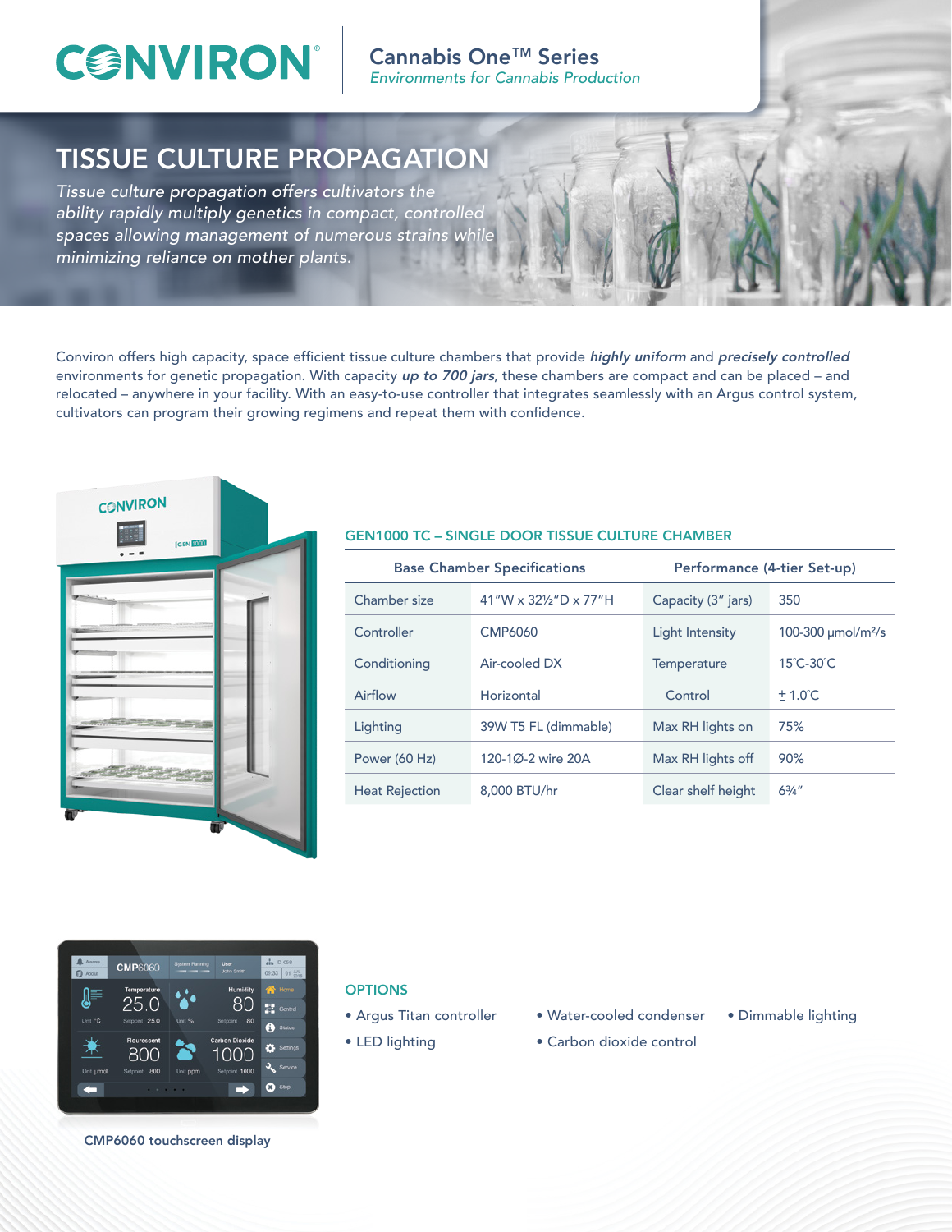# CONVIRON®

## Cannabis One™ Series

*Environments for Cannabis Production*

# TISSUE CULTURE PROPAGATION

*Tissue culture propagation offers cultivators the ability rapidly multiply genetics in compact, controlled spaces allowing management of numerous strains while minimizing reliance on mother plants.*

Conviron offers high capacity, space efficient tissue culture chambers that provide ***highly uniform*** and ***precisely controlled*** environments for genetic propagation. With capacity ***up to 700 jars***, these chambers are compact and can be placed – and relocated – anywhere in your facility. With an easy-to-use controller that integrates seamlessly with an Argus control system, cultivators can program their growing regimens and repeat them with confidence.

## GEN1000 TC – SINGLE DOOR TISSUE CULTURE CHAMBER

| Base Chamber Specifications | | Performance (4-tier Set-up) | |
|---|---|---|---|
| Chamber size | 41″W x 32½″D x 77″H | Capacity (3″ jars) | 350 |
| Controller | CMP6060 | Light Intensity | 100-300 μmol/m²/s |
| Conditioning | Air-cooled DX | Temperature | 15˚C-30˚C |
| Airflow | Horizontal | Control | ± 1.0˚C |
| Lighting | 39W T5 FL (dimmable) | Max RH lights on | 75% |
| Power (60 Hz) | 120-1Ø-2 wire 20A | Max RH lights off | 90% |
| Heat Rejection | 8,000 BTU/hr | Clear shelf height | 6¾″ |

CMP6060 touchscreen display

## OPTIONS

- Argus Titan controller
- LED lighting
- Water-cooled condenser
- Carbon dioxide control
- Dimmable lighting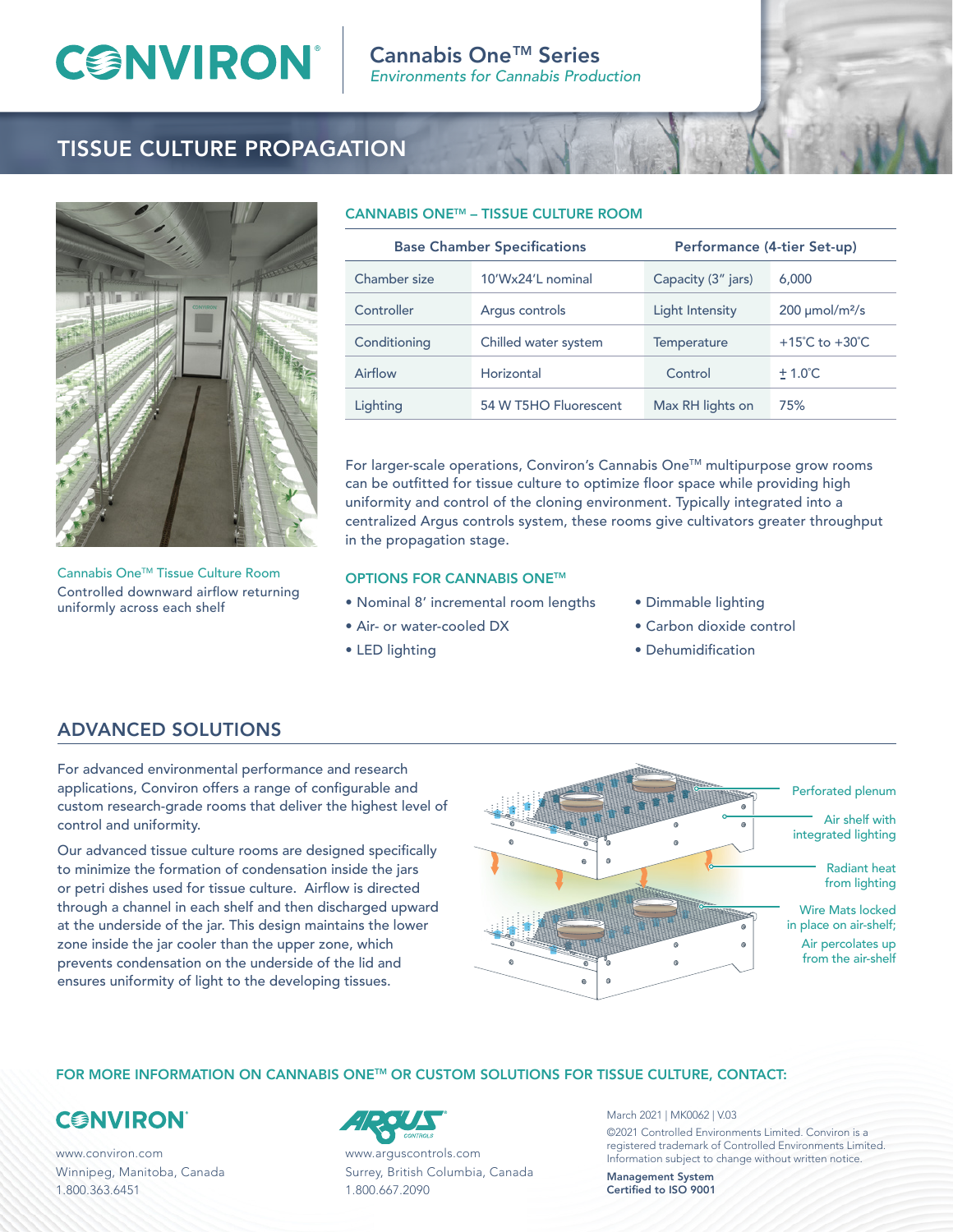# CONVIRON

## Cannabis One™ Series
*Environments for Cannabis Production*

## TISSUE CULTURE PROPAGATION

Cannabis One™ Tissue Culture Room
Controlled downward airflow returning uniformly across each shelf

### CANNABIS ONE™ – TISSUE CULTURE ROOM

| Base Chamber Specifications | | Performance (4-tier Set-up) | |
|---|---|---|---|
| Chamber size | 10'Wx24'L nominal | Capacity (3" jars) | 6,000 |
| Controller | Argus controls | Light Intensity | 200 µmol/m²/s |
| Conditioning | Chilled water system | Temperature | +15˚C to +30˚C |
| Airflow | Horizontal | Control | ± 1.0˚C |
| Lighting | 54 W T5HO Fluorescent | Max RH lights on | 75% |

For larger-scale operations, Conviron's Cannabis One™ multipurpose grow rooms can be outfitted for tissue culture to optimize floor space while providing high uniformity and control of the cloning environment. Typically integrated into a centralized Argus controls system, these rooms give cultivators greater throughput in the propagation stage.

### OPTIONS FOR CANNABIS ONE™

- Nominal 8' incremental room lengths
- Air- or water-cooled DX
- LED lighting
- Dimmable lighting
- Carbon dioxide control
- Dehumidification

## ADVANCED SOLUTIONS

For advanced environmental performance and research applications, Conviron offers a range of configurable and custom research-grade rooms that deliver the highest level of control and uniformity.

Our advanced tissue culture rooms are designed specifically to minimize the formation of condensation inside the jars or petri dishes used for tissue culture. Airflow is directed through a channel in each shelf and then discharged upward at the underside of the jar. This design maintains the lower zone inside the jar cooler than the upper zone, which prevents condensation on the underside of the lid and ensures uniformity of light to the developing tissues.

Perforated plenum
Air shelf with integrated lighting
Radiant heat from lighting
Wire Mats locked in place on air-shelf; Air percolates up from the air-shelf

### FOR MORE INFORMATION ON CANNABIS ONE™ OR CUSTOM SOLUTIONS FOR TISSUE CULTURE, CONTACT:

**CONVIRON**
www.conviron.com
Winnipeg, Manitoba, Canada
1.800.363.6451

**ARGUS CONTROLS**
www.arguscontrols.com
Surrey, British Columbia, Canada
1.800.667.2090

March 2021 | MK0062 | V.03

©2021 Controlled Environments Limited. Conviron is a registered trademark of Controlled Environments Limited. Information subject to change without written notice.

**Management System Certified to ISO 9001**